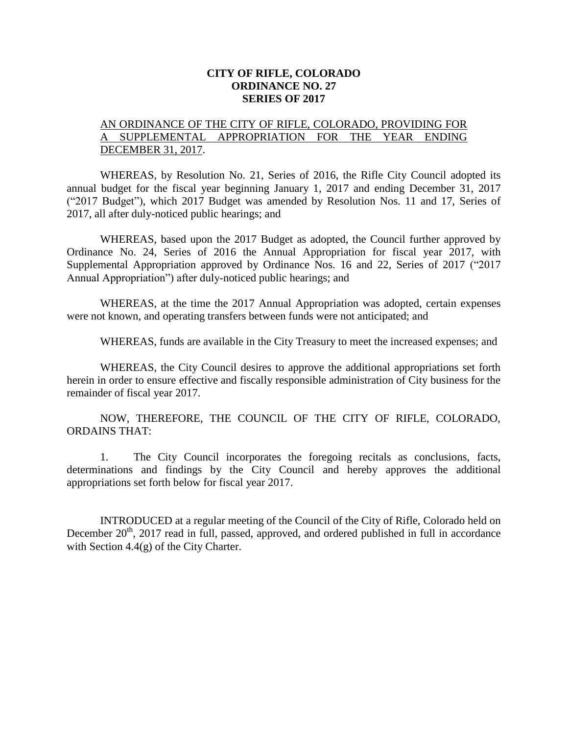# CITY OF RIFLE, COLORADO
## ORDINANCE NO. 27
## SERIES OF 2017

AN ORDINANCE OF THE CITY OF RIFLE, COLORADO, PROVIDING FOR A SUPPLEMENTAL APPROPRIATION FOR THE YEAR ENDING DECEMBER 31, 2017.

WHEREAS, by Resolution No. 21, Series of 2016, the Rifle City Council adopted its annual budget for the fiscal year beginning January 1, 2017 and ending December 31, 2017 ("2017 Budget"), which 2017 Budget was amended by Resolution Nos. 11 and 17, Series of 2017, all after duly-noticed public hearings; and

WHEREAS, based upon the 2017 Budget as adopted, the Council further approved by Ordinance No. 24, Series of 2016 the Annual Appropriation for fiscal year 2017, with Supplemental Appropriation approved by Ordinance Nos. 16 and 22, Series of 2017 ("2017 Annual Appropriation") after duly-noticed public hearings; and

WHEREAS, at the time the 2017 Annual Appropriation was adopted, certain expenses were not known, and operating transfers between funds were not anticipated; and

WHEREAS, funds are available in the City Treasury to meet the increased expenses; and

WHEREAS, the City Council desires to approve the additional appropriations set forth herein in order to ensure effective and fiscally responsible administration of City business for the remainder of fiscal year 2017.

NOW, THEREFORE, THE COUNCIL OF THE CITY OF RIFLE, COLORADO, ORDAINS THAT:

1. The City Council incorporates the foregoing recitals as conclusions, facts, determinations and findings by the City Council and hereby approves the additional appropriations set forth below for fiscal year 2017.

INTRODUCED at a regular meeting of the Council of the City of Rifle, Colorado held on December 20th, 2017 read in full, passed, approved, and ordered published in full in accordance with Section 4.4(g) of the City Charter.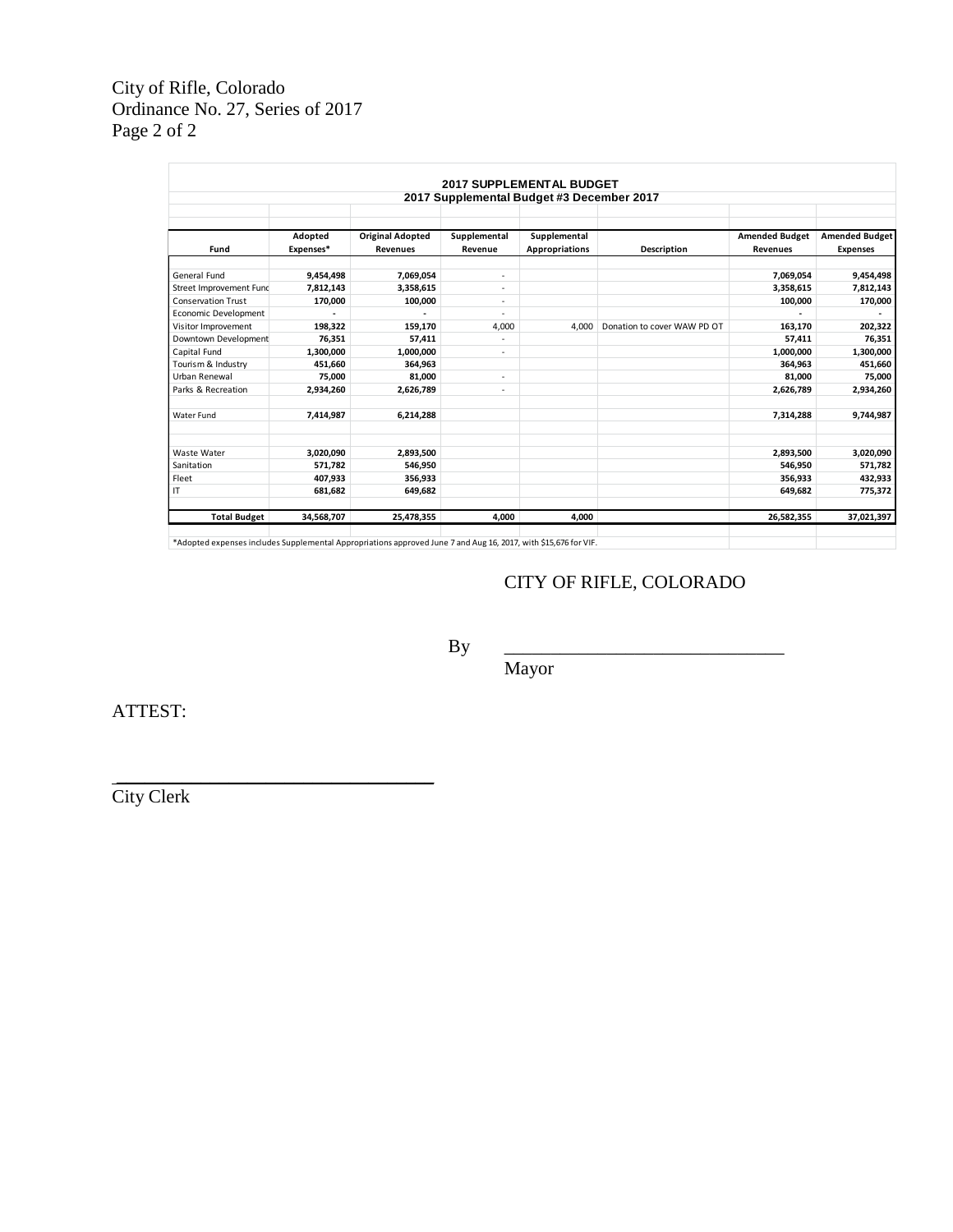## 2017 SUPPLEMENTAL BUDGET

### 2017 Supplemental Budget #3 December 2017

| Fund | Adopted Expenses* | Original Adopted Revenues | Supplemental Revenue | Supplemental Appropriations | Description | Amended Budget Revenues | Amended Budget Expenses |
|---|---|---|---|---|---|---|---|
| General Fund | **9,454,498** | **7,069,054** | - | | | **7,069,054** | **9,454,498** |
| Street Improvement Func | **7,812,143** | **3,358,615** | - | | | **3,358,615** | **7,812,143** |
| Conservation Trust | **170,000** | **100,000** | - | | | **100,000** | **170,000** |
| Economic Development | **-** | **-** | - | | | **-** | **-** |
| Visitor Improvement | **198,322** | **159,170** | 4,000 | 4,000 | Donation to cover WAW PD OT | **163,170** | **202,322** |
| Downtown Development | **76,351** | **57,411** | - | | | **57,411** | **76,351** |
| Capital Fund | **1,300,000** | **1,000,000** | - | | | **1,000,000** | **1,300,000** |
| Tourism & Industry | **451,660** | **364,963** | | | | **364,963** | **451,660** |
| Urban Renewal | **75,000** | **81,000** | - | | | **81,000** | **75,000** |
| Parks & Recreation | **2,934,260** | **2,626,789** | - | | | **2,626,789** | **2,934,260** |
| Water Fund | **7,414,987** | **6,214,288** | | | | **7,314,288** | **9,744,987** |
| Waste Water | **3,020,090** | **2,893,500** | | | | **2,893,500** | **3,020,090** |
| Sanitation | **571,782** | **546,950** | | | | **546,950** | **571,782** |
| Fleet | **407,933** | **356,933** | | | | **356,933** | **432,933** |
| IT | **681,682** | **649,682** | | | | **649,682** | **775,372** |
| **Total Budget** | **34,568,707** | **25,478,355** | **4,000** | **4,000** | | **26,582,355** | **37,021,397** |

*Adopted expenses includes Supplemental Appropriations approved June 7 and Aug 16, 2017, with $15,676 for VIF.

CITY OF RIFLE, COLORADO

By ______________________________
Mayor

ATTEST:

______________________________
City Clerk